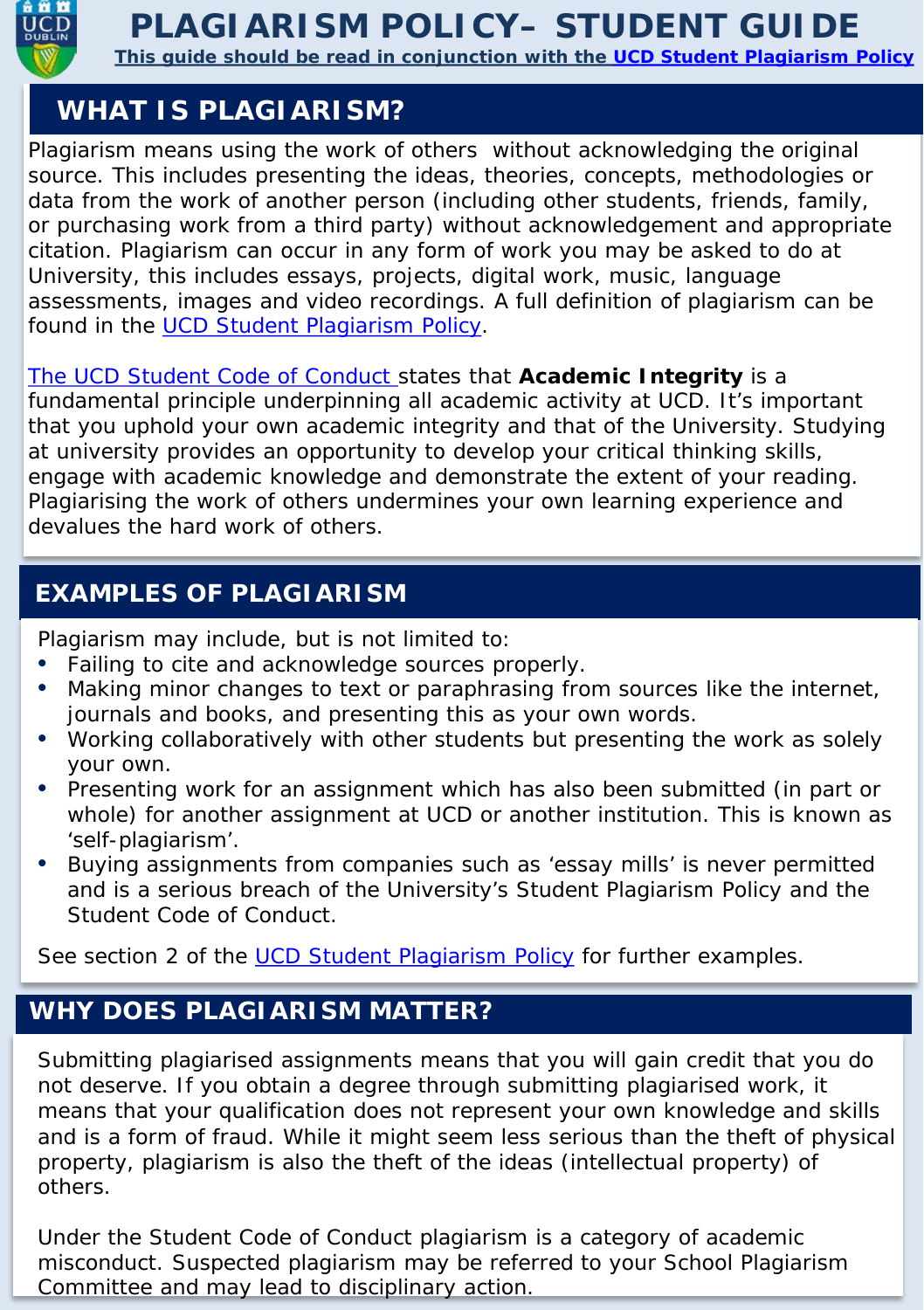# PLAGIARISM POLICY– STUDENT GUIDE

This guide should be read in conjunction with the UCD Student Plagiarism Policy

## WHAT IS PLAGIARISM?

Plagiarism means using the work of others without acknowledging the original source. This includes presenting the ideas, theories, concepts, methodologies or data from the work of another person (including other students, friends, family, or purchasing work from a third party) without acknowledgement and appropriate citation. Plagiarism can occur in any form of work you may be asked to do at University, this includes essays, projects, digital work, music, language assessments, images and video recordings. A full definition of plagiarism can be found in the UCD Student Plagiarism Policy.

The UCD Student Code of Conduct states that **Academic Integrity** is a fundamental principle underpinning all academic activity at UCD. It's important that you uphold your own academic integrity and that of the University. Studying at university provides an opportunity to develop your critical thinking skills, engage with academic knowledge and demonstrate the extent of your reading. Plagiarising the work of others undermines your own learning experience and devalues the hard work of others.

## EXAMPLES OF PLAGIARISM

Plagiarism may include, but is not limited to:

- Failing to cite and acknowledge sources properly.
- Making minor changes to text or paraphrasing from sources like the internet, journals and books, and presenting this as your own words.
- Working collaboratively with other students but presenting the work as solely your own.
- Presenting work for an assignment which has also been submitted (in part or whole) for another assignment at UCD or another institution. This is known as 'self-plagiarism'.
- Buying assignments from companies such as 'essay mills' is never permitted and is a serious breach of the University's Student Plagiarism Policy and the Student Code of Conduct.

See section 2 of the UCD Student Plagiarism Policy for further examples.

## WHY DOES PLAGIARISM MATTER?

Submitting plagiarised assignments means that you will gain credit that you do not deserve. If you obtain a degree through submitting plagiarised work, it means that your qualification does not represent your own knowledge and skills and is a form of fraud. While it might seem less serious than the theft of physical property, plagiarism is also the theft of the ideas (intellectual property) of others.

Under the Student Code of Conduct plagiarism is a category of academic misconduct. Suspected plagiarism may be referred to your School Plagiarism Committee and may lead to disciplinary action.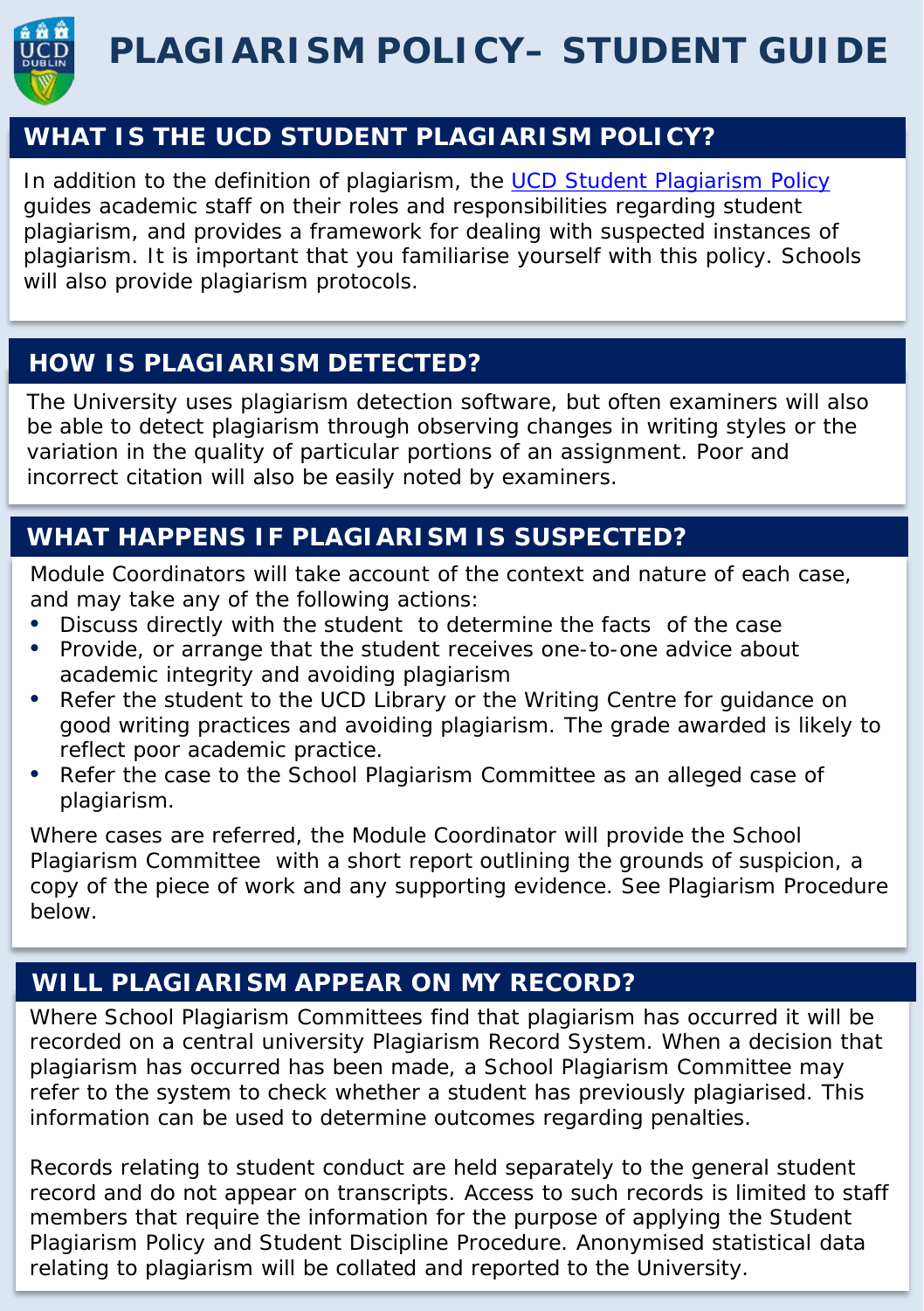# PLAGIARISM POLICY– STUDENT GUIDE

## WHAT IS THE UCD STUDENT PLAGIARISM POLICY?

In addition to the definition of plagiarism, the UCD Student Plagiarism Policy guides academic staff on their roles and responsibilities regarding student plagiarism, and provides a framework for dealing with suspected instances of plagiarism. It is important that you familiarise yourself with this policy. Schools will also provide plagiarism protocols.

## HOW IS PLAGIARISM DETECTED?

The University uses plagiarism detection software, but often examiners will also be able to detect plagiarism through observing changes in writing styles or the variation in the quality of particular portions of an assignment. Poor and incorrect citation will also be easily noted by examiners.

## WHAT HAPPENS IF PLAGIARISM IS SUSPECTED?

Module Coordinators will take account of the context and nature of each case, and may take any of the following actions:

- Discuss directly with the student to determine the facts of the case
- Provide, or arrange that the student receives one-to-one advice about academic integrity and avoiding plagiarism
- Refer the student to the UCD Library or the Writing Centre for guidance on good writing practices and avoiding plagiarism. The grade awarded is likely to reflect poor academic practice.
- Refer the case to the School Plagiarism Committee as an alleged case of plagiarism.

Where cases are referred, the Module Coordinator will provide the School Plagiarism Committee with a short report outlining the grounds of suspicion, a copy of the piece of work and any supporting evidence. See Plagiarism Procedure below.

## WILL PLAGIARISM APPEAR ON MY RECORD?

Where School Plagiarism Committees find that plagiarism has occurred it will be recorded on a central university Plagiarism Record System. When a decision that plagiarism has occurred has been made, a School Plagiarism Committee may refer to the system to check whether a student has previously plagiarised. This information can be used to determine outcomes regarding penalties.

Records relating to student conduct are held separately to the general student record and do not appear on transcripts. Access to such records is limited to staff members that require the information for the purpose of applying the Student Plagiarism Policy and Student Discipline Procedure. Anonymised statistical data relating to plagiarism will be collated and reported to the University.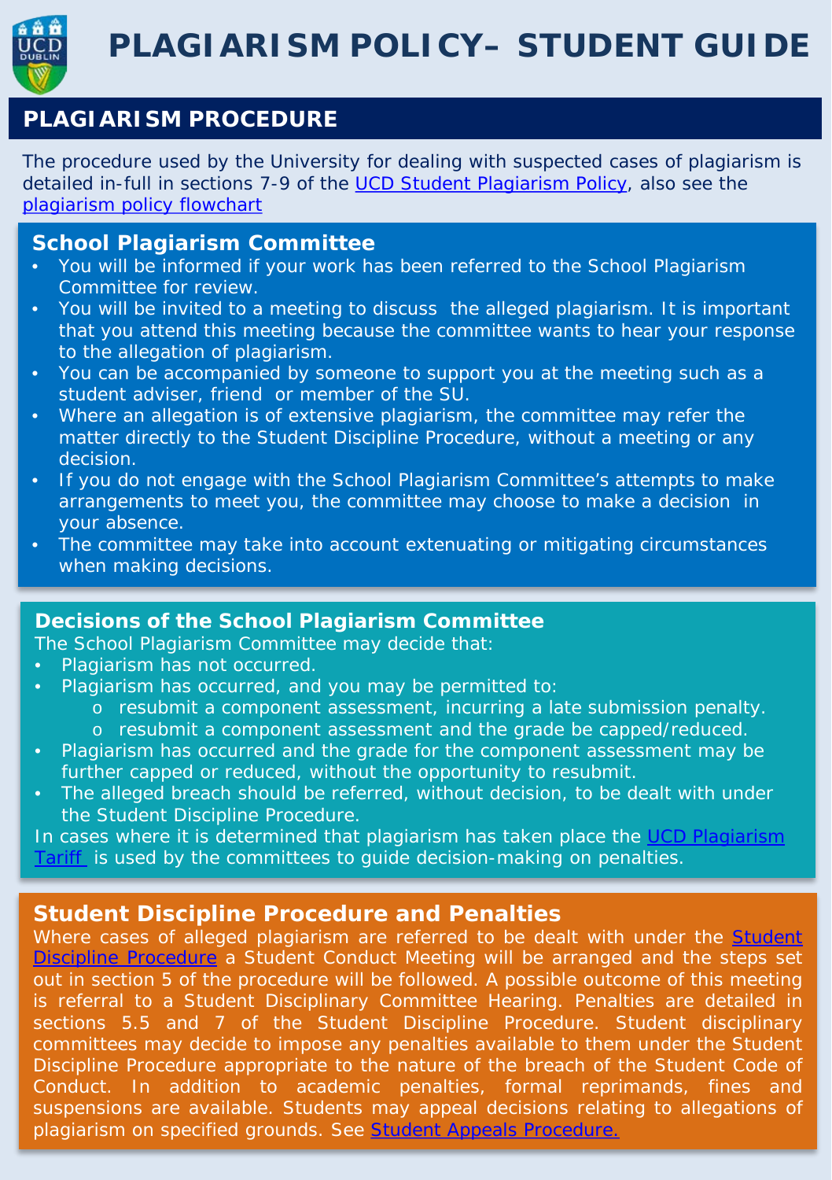# PLAGIARISM POLICY– STUDENT GUIDE

## PLAGIARISM PROCEDURE

The procedure used by the University for dealing with suspected cases of plagiarism is detailed in-full in sections 7-9 of the UCD Student Plagiarism Policy, also see the plagiarism policy flowchart

### School Plagiarism Committee

- You will be informed if your work has been referred to the School Plagiarism Committee for review.
- You will be invited to a meeting to discuss the alleged plagiarism. It is important that you attend this meeting because the committee wants to hear your response to the allegation of plagiarism.
- You can be accompanied by someone to support you at the meeting such as a student adviser, friend or member of the SU.
- Where an allegation is of extensive plagiarism, the committee may refer the matter directly to the Student Discipline Procedure, without a meeting or any decision.
- If you do not engage with the School Plagiarism Committee's attempts to make arrangements to meet you, the committee may choose to make a decision in your absence.
- The committee may take into account extenuating or mitigating circumstances when making decisions.

### Decisions of the School Plagiarism Committee

The School Plagiarism Committee may decide that:

- Plagiarism has not occurred.
- Plagiarism has occurred, and you may be permitted to:
  - resubmit a component assessment, incurring a late submission penalty.
  - resubmit a component assessment and the grade be capped/reduced.
- Plagiarism has occurred and the grade for the component assessment may be further capped or reduced, without the opportunity to resubmit.
- The alleged breach should be referred, without decision, to be dealt with under the Student Discipline Procedure.

In cases where it is determined that plagiarism has taken place the UCD Plagiarism Tariff is used by the committees to guide decision-making on penalties.

### Student Discipline Procedure and Penalties

Where cases of alleged plagiarism are referred to be dealt with under the Student Discipline Procedure a Student Conduct Meeting will be arranged and the steps set out in section 5 of the procedure will be followed. A possible outcome of this meeting is referral to a Student Disciplinary Committee Hearing. Penalties are detailed in sections 5.5 and 7 of the Student Discipline Procedure. Student disciplinary committees may decide to impose any penalties available to them under the Student Discipline Procedure appropriate to the nature of the breach of the Student Code of Conduct. In addition to academic penalties, formal reprimands, fines and suspensions are available. Students may appeal decisions relating to allegations of plagiarism on specified grounds. See Student Appeals Procedure.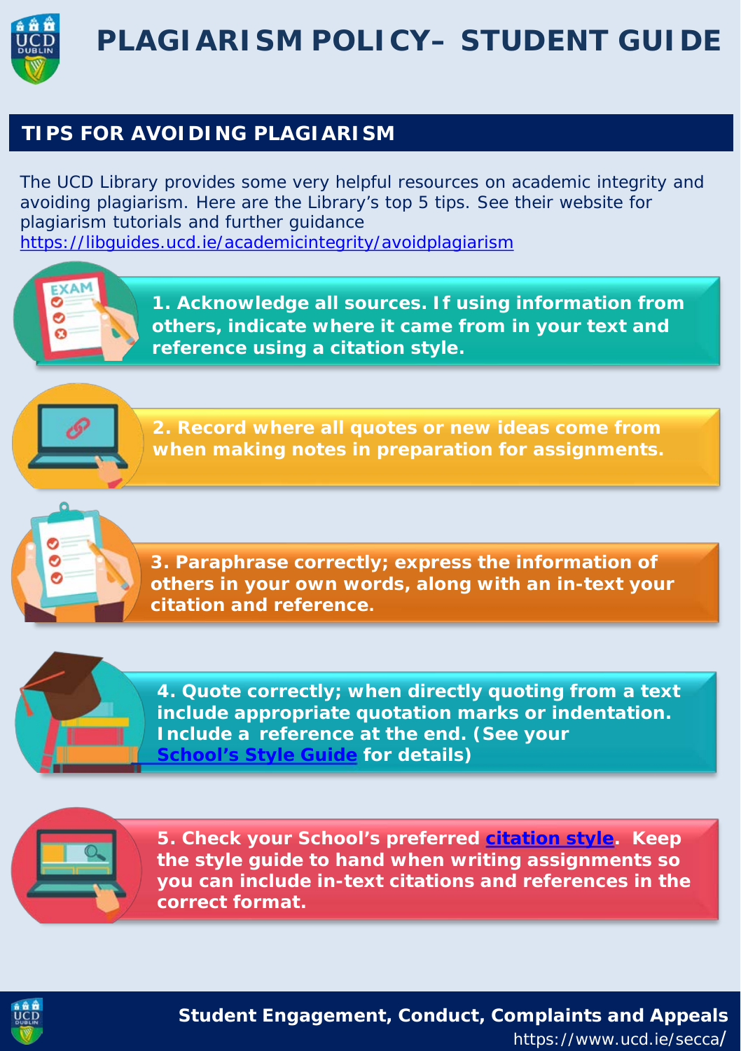# PLAGIARISM POLICY– STUDENT GUIDE

## TIPS FOR AVOIDING PLAGIARISM

The UCD Library provides some very helpful resources on academic integrity and avoiding plagiarism. Here are the Library's top 5 tips. See their website for plagiarism tutorials and further guidance
https://libguides.ucd.ie/academicintegrity/avoidplagiarism

**1. Acknowledge all sources. If using information from others, indicate where it came from in your text and reference using a citation style.**

**2. Record where all quotes or new ideas come from when making notes in preparation for assignments.**

**3. Paraphrase correctly; express the information of others in your own words, along with an in-text your citation and reference.**

**4. Quote correctly; when directly quoting from a text include appropriate quotation marks or indentation. Include a reference at the end. (See your School's Style Guide for details)**

**5. Check your School's preferred citation style. Keep the style guide to hand when writing assignments so you can include in-text citations and references in the correct format.**

**Student Engagement, Conduct, Complaints and Appeals**
https://www.ucd.ie/secca/